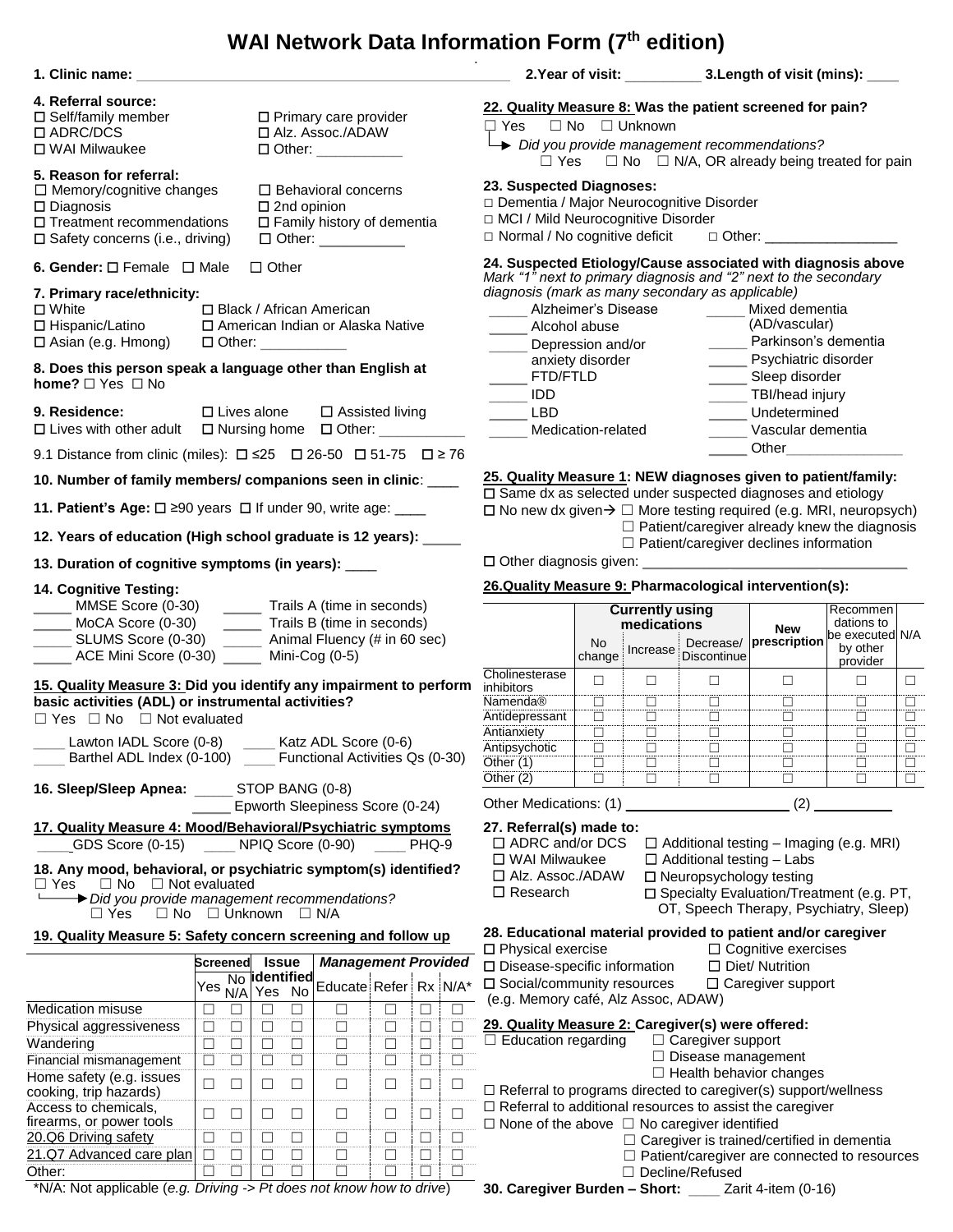# WAI Network Data Information Form (7th edition)

**1. Clinic name:** ______________________________ **2.Year of visit:** _________ **3.Length of visit (mins):** ____

**4. Referral source:**
☐ Self/family member ☐ Primary care provider
☐ ADRC/DCS ☐ Alz. Assoc./ADAW
☐ WAI Milwaukee ☐ Other: ___________

**5. Reason for referral:**
☐ Memory/cognitive changes ☐ Behavioral concerns
☐ Diagnosis ☐ 2nd opinion
☐ Treatment recommendations ☐ Family history of dementia
☐ Safety concerns (i.e., driving) ☐ Other: ___________

**6. Gender:** ☐ Female ☐ Male ☐ Other

**7. Primary race/ethnicity:**
☐ White ☐ Black / African American
☐ Hispanic/Latino ☐ American Indian or Alaska Native
☐ Asian (e.g. Hmong) ☐ Other: ___________

**8. Does this person speak a language other than English at home?** ☐ Yes ☐ No

**9. Residence:** ☐ Lives alone ☐ Assisted living
☐ Lives with other adult ☐ Nursing home ☐ Other: ___________

9.1 Distance from clinic (miles): ☐ ≤25 ☐ 26-50 ☐ 51-75 ☐ ≥ 76

**10. Number of family members/ companions seen in clinic**: ____

**11. Patient's Age:** ☐ ≥90 years ☐ If under 90, write age: ____

**12. Years of education (High school graduate is 12 years):** _____

**13. Duration of cognitive symptoms (in years):** ____

**14. Cognitive Testing:**
_____ MMSE Score (0-30) _____ Trails A (time in seconds)
_____ MoCA Score (0-30) _____ Trails B (time in seconds)
_____ SLUMS Score (0-30) _____ Animal Fluency (# in 60 sec)
_____ ACE Mini Score (0-30) _____ Mini-Cog (0-5)

**15. Quality Measure 3: Did you identify any impairment to perform basic activities (ADL) or instrumental activities?**
☐ Yes ☐ No ☐ Not evaluated

____ Lawton IADL Score (0-8) ____ Katz ADL Score (0-6)
____ Barthel ADL Index (0-100) ____ Functional Activities Qs (0-30)

**16. Sleep/Sleep Apnea:** _____ STOP BANG (0-8)
_____ Epworth Sleepiness Score (0-24)

**17. Quality Measure 4: Mood/Behavioral/Psychiatric symptoms**
_____GDS Score (0-15) ____ NPIQ Score (0-90) ____ PHQ-9

**18. Any mood, behavioral, or psychiatric symptom(s) identified?**
☐ Yes ☐ No ☐ Not evaluated
→ *Did you provide management recommendations?*
☐ Yes ☐ No ☐ Unknown ☐ N/A

**19. Quality Measure 5: Safety concern screening and follow up**

| | Screened | | Issue identified | | Management Provided | | | |
|---|---|---|---|---|---|---|---|---|
| | Yes | No N/A | Yes | No | Educate | Refer | Rx | N/A* |
| Medication misuse | ☐ | ☐ | ☐ | ☐ | ☐ | ☐ | ☐ | ☐ |
| Physical aggressiveness | ☐ | ☐ | ☐ | ☐ | ☐ | ☐ | ☐ | ☐ |
| Wandering | ☐ | ☐ | ☐ | ☐ | ☐ | ☐ | ☐ | ☐ |
| Financial mismanagement | ☐ | ☐ | ☐ | ☐ | ☐ | ☐ | ☐ | ☐ |
| Home safety (e.g. issues cooking, trip hazards) | ☐ | ☐ | ☐ | ☐ | ☐ | ☐ | ☐ | ☐ |
| Access to chemicals, firearms, or power tools | ☐ | ☐ | ☐ | ☐ | ☐ | ☐ | ☐ | ☐ |
| 20.Q6 Driving safety | ☐ | ☐ | ☐ | ☐ | ☐ | ☐ | ☐ | ☐ |
| 21.Q7 Advanced care plan | ☐ | ☐ | ☐ | ☐ | ☐ | ☐ | ☐ | ☐ |
| Other: | ☐ | ☐ | ☐ | ☐ | ☐ | ☐ | ☐ | ☐ |

*N/A: Not applicable (*e.g. Driving -> Pt does not know how to drive*)

**22. Quality Measure 8: Was the patient screened for pain?**
☐ Yes ☐ No ☐ Unknown
→ *Did you provide management recommendations?*
☐ Yes ☐ No ☐ N/A, OR already being treated for pain

**23. Suspected Diagnoses:**
□ Dementia / Major Neurocognitive Disorder
□ MCI / Mild Neurocognitive Disorder
□ Normal / No cognitive deficit □ Other: _________________

**24. Suspected Etiology/Cause associated with diagnosis above**
*Mark "1" next to primary diagnosis and "2" next to the secondary diagnosis (mark as many secondary as applicable)*

_____ Alzheimer's Disease _____ Mixed dementia (AD/vascular)
_____ Alcohol abuse _____ Parkinson's dementia
_____ Depression and/or anxiety disorder _____ Psychiatric disorder
_____ FTD/FTLD _____ Sleep disorder
_____ IDD _____ TBI/head injury
_____ LBD _____ Undetermined
_____ Medication-related _____ Vascular dementia
_____ Other_______________

**25. Quality Measure 1: NEW diagnoses given to patient/family:**
☐ Same dx as selected under suspected diagnoses and etiology
☐ No new dx given→ ☐ More testing required (e.g. MRI, neuropsych)
☐ Patient/caregiver already knew the diagnosis
☐ Patient/caregiver declines information
☐ Other diagnosis given: _________________________________

**26.Quality Measure 9: Pharmacological intervention(s):**

| | Currently using medications | | | New prescription | Recommendations to be executed by other provider | N/A |
|---|---|---|---|---|---|---|
| | No change | Increase | Decrease/ Discontinue | | | |
| Cholinesterase inhibitors | ☐ | ☐ | ☐ | ☐ | ☐ | ☐ |
| Namenda® | ☐ | ☐ | ☐ | ☐ | ☐ | ☐ |
| Antidepressant | ☐ | ☐ | ☐ | ☐ | ☐ | ☐ |
| Antianxiety | ☐ | ☐ | ☐ | ☐ | ☐ | ☐ |
| Antipsychotic | ☐ | ☐ | ☐ | ☐ | ☐ | ☐ |
| Other (1) | ☐ | ☐ | ☐ | ☐ | ☐ | ☐ |
| Other (2) | ☐ | ☐ | ☐ | ☐ | ☐ | ☐ |

Other Medications: (1) ______________________ (2) __________

**27. Referral(s) made to:**
☐ ADRC and/or DCS ☐ Additional testing – Imaging (e.g. MRI)
☐ WAI Milwaukee ☐ Additional testing – Labs
☐ Alz. Assoc./ADAW ☐ Neuropsychology testing
☐ Research ☐ Specialty Evaluation/Treatment (e.g. PT, OT, Speech Therapy, Psychiatry, Sleep)

**28. Educational material provided to patient and/or caregiver**
☐ Physical exercise ☐ Cognitive exercises
☐ Disease-specific information ☐ Diet/ Nutrition
☐ Social/community resources ☐ Caregiver support
(e.g. Memory café, Alz Assoc, ADAW)

**29. Quality Measure 2: Caregiver(s) were offered:**
☐ Education regarding ☐ Caregiver support
☐ Disease management
☐ Health behavior changes
☐ Referral to programs directed to caregiver(s) support/wellness
☐ Referral to additional resources to assist the caregiver
☐ None of the above ☐ No caregiver identified
☐ Caregiver is trained/certified in dementia
☐ Patient/caregiver are connected to resources
☐ Decline/Refused

**30. Caregiver Burden – Short:** ____ Zarit 4-item (0-16)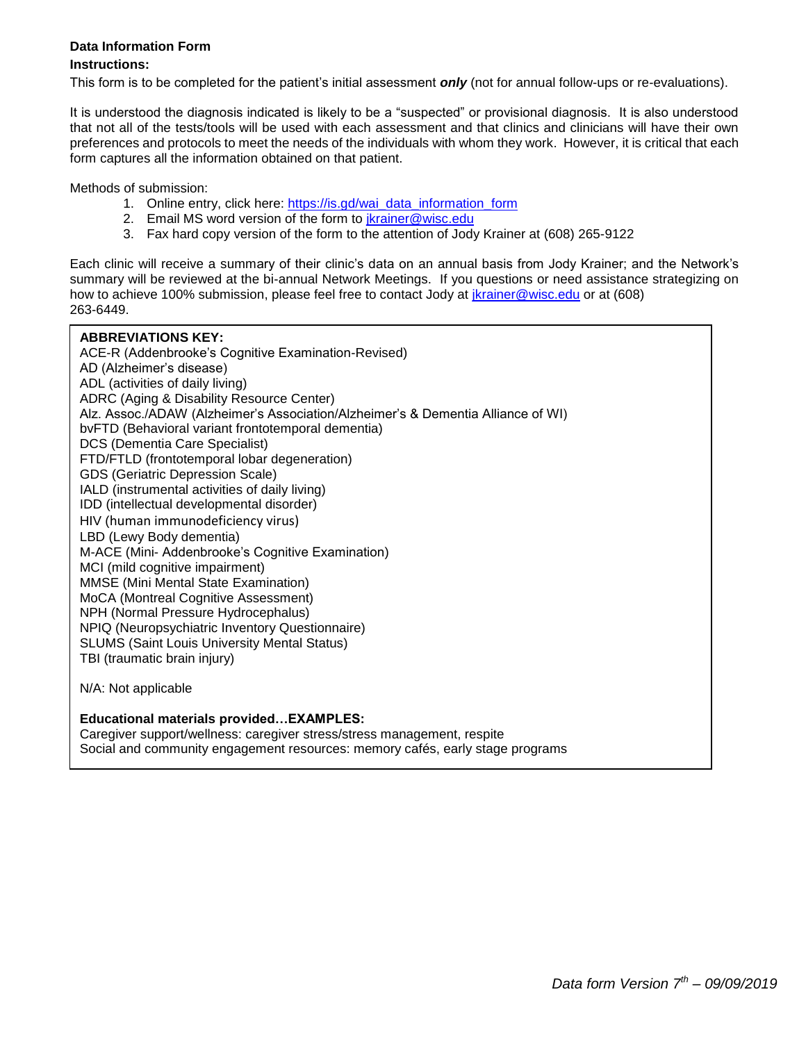**Data Information Form**

**Instructions:**

This form is to be completed for the patient's initial assessment ***only*** (not for annual follow-ups or re-evaluations).

It is understood the diagnosis indicated is likely to be a "suspected" or provisional diagnosis. It is also understood that not all of the tests/tools will be used with each assessment and that clinics and clinicians will have their own preferences and protocols to meet the needs of the individuals with whom they work. However, it is critical that each form captures all the information obtained on that patient.

Methods of submission:

1. Online entry, click here: https://is.gd/wai_data_information_form
2. Email MS word version of the form to jkrainer@wisc.edu
3. Fax hard copy version of the form to the attention of Jody Krainer at (608) 265-9122

Each clinic will receive a summary of their clinic's data on an annual basis from Jody Krainer; and the Network's summary will be reviewed at the bi-annual Network Meetings. If you questions or need assistance strategizing on how to achieve 100% submission, please feel free to contact Jody at jkrainer@wisc.edu or at (608) 263-6449.

**ABBREVIATIONS KEY:**

ACE-R (Addenbrooke's Cognitive Examination-Revised)
AD (Alzheimer's disease)
ADL (activities of daily living)
ADRC (Aging & Disability Resource Center)
Alz. Assoc./ADAW (Alzheimer's Association/Alzheimer's & Dementia Alliance of WI)
bvFTD (Behavioral variant frontotemporal dementia)
DCS (Dementia Care Specialist)
FTD/FTLD (frontotemporal lobar degeneration)
GDS (Geriatric Depression Scale)
IALD (instrumental activities of daily living)
IDD (intellectual developmental disorder)
HIV (human immunodeficiency virus)
LBD (Lewy Body dementia)
M-ACE (Mini- Addenbrooke's Cognitive Examination)
MCI (mild cognitive impairment)
MMSE (Mini Mental State Examination)
MoCA (Montreal Cognitive Assessment)
NPH (Normal Pressure Hydrocephalus)
NPIQ (Neuropsychiatric Inventory Questionnaire)
SLUMS (Saint Louis University Mental Status)
TBI (traumatic brain injury)

N/A: Not applicable

**Educational materials provided…EXAMPLES:**

Caregiver support/wellness: caregiver stress/stress management, respite
Social and community engagement resources: memory cafés, early stage programs

*Data form Version 7th – 09/09/2019*